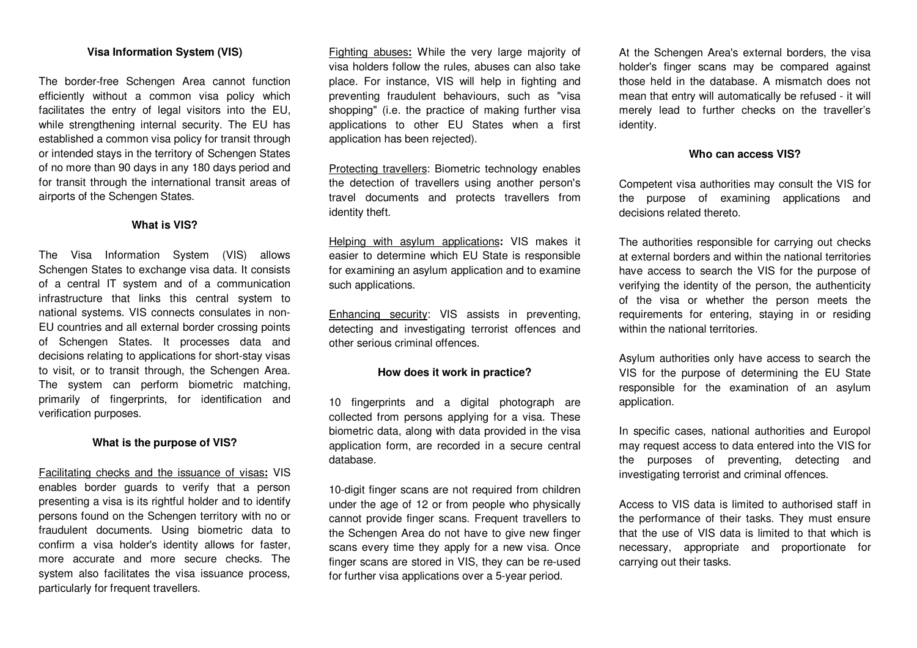## Visa Information System (VIS)

The border-free Schengen Area cannot function efficiently without a common visa policy which facilitates the entry of legal visitors into the EU, while strengthening internal security. The EU has established a common visa policy for transit through or intended stays in the territory of Schengen States of no more than 90 days in any 180 days period and for transit through the international transit areas of airports of the Schengen States.

### What is VIS?

The Visa Information System (VIS) allows Schengen States to exchange visa data. It consists of a central IT system and of a communication infrastructure that links this central system to national systems. VIS connects consulates in non-EU countries and all external border crossing points of Schengen States. It processes data and decisions relating to applications for short-stay visas to visit, or to transit through, the Schengen Area. The system can perform biometric matching, primarily of fingerprints, for identification and verification purposes.

### What is the purpose of VIS?

<u>Facilitating checks and the issuance of visas</u>**:** VIS enables border guards to verify that a person presenting a visa is its rightful holder and to identify persons found on the Schengen territory with no or fraudulent documents. Using biometric data to confirm a visa holder's identity allows for faster, more accurate and more secure checks. The system also facilitates the visa issuance process, particularly for frequent travellers.

<u>Fighting abuses</u>**:** While the very large majority of visa holders follow the rules, abuses can also take place. For instance, VIS will help in fighting and preventing fraudulent behaviours, such as "visa shopping" (i.e. the practice of making further visa applications to other EU States when a first application has been rejected).

<u>Protecting travellers</u>: Biometric technology enables the detection of travellers using another person's travel documents and protects travellers from identity theft.

<u>Helping with asylum applications</u>**:** VIS makes it easier to determine which EU State is responsible for examining an asylum application and to examine such applications.

<u>Enhancing security</u>: VIS assists in preventing, detecting and investigating terrorist offences and other serious criminal offences.

### How does it work in practice?

10 fingerprints and a digital photograph are collected from persons applying for a visa. These biometric data, along with data provided in the visa application form, are recorded in a secure central database.

10-digit finger scans are not required from children under the age of 12 or from people who physically cannot provide finger scans. Frequent travellers to the Schengen Area do not have to give new finger scans every time they apply for a new visa. Once finger scans are stored in VIS, they can be re-used for further visa applications over a 5-year period.

At the Schengen Area's external borders, the visa holder's finger scans may be compared against those held in the database. A mismatch does not mean that entry will automatically be refused - it will merely lead to further checks on the traveller's identity.

### Who can access VIS?

Competent visa authorities may consult the VIS for the purpose of examining applications and decisions related thereto.

The authorities responsible for carrying out checks at external borders and within the national territories have access to search the VIS for the purpose of verifying the identity of the person, the authenticity of the visa or whether the person meets the requirements for entering, staying in or residing within the national territories.

Asylum authorities only have access to search the VIS for the purpose of determining the EU State responsible for the examination of an asylum application.

In specific cases, national authorities and Europol may request access to data entered into the VIS for the purposes of preventing, detecting and investigating terrorist and criminal offences.

Access to VIS data is limited to authorised staff in the performance of their tasks. They must ensure that the use of VIS data is limited to that which is necessary, appropriate and proportionate for carrying out their tasks.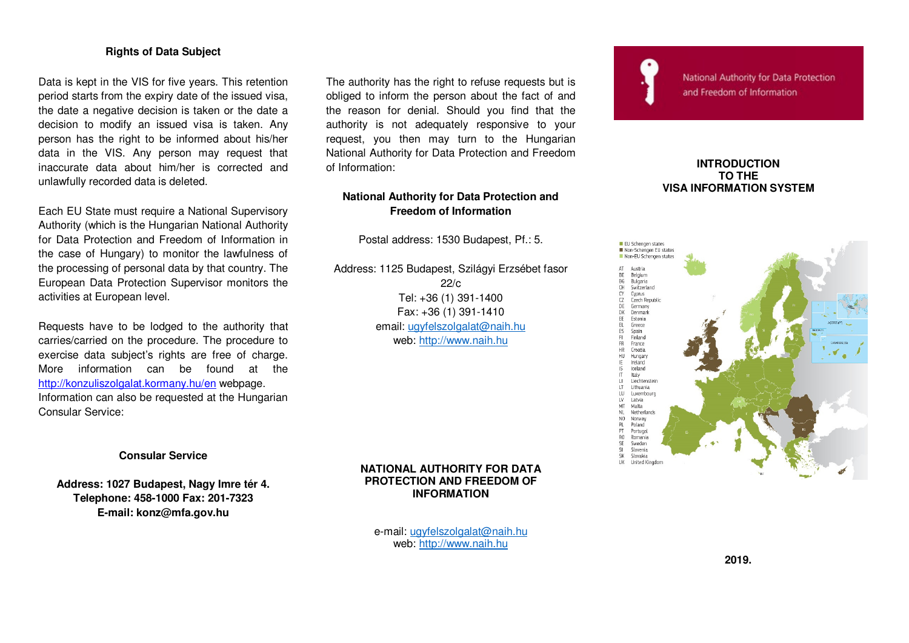### Rights of Data Subject

Data is kept in the VIS for five years. This retention period starts from the expiry date of the issued visa, the date a negative decision is taken or the date a decision to modify an issued visa is taken. Any person has the right to be informed about his/her data in the VIS. Any person may request that inaccurate data about him/her is corrected and unlawfully recorded data is deleted.

Each EU State must require a National Supervisory Authority (which is the Hungarian National Authority for Data Protection and Freedom of Information in the case of Hungary) to monitor the lawfulness of the processing of personal data by that country. The European Data Protection Supervisor monitors the activities at European level.

Requests have to be lodged to the authority that carries/carried on the procedure. The procedure to exercise data subject's rights are free of charge. More information can be found at the http://konzuliszolgalat.kormany.hu/en webpage.
Information can also be requested at the Hungarian Consular Service:

### Consular Service

**Address: 1027 Budapest, Nagy Imre tér 4.**
**Telephone: 458-1000 Fax: 201-7323**
**E-mail: konz@mfa.gov.hu**

The authority has the right to refuse requests but is obliged to inform the person about the fact of and the reason for denial. Should you find that the authority is not adequately responsive to your request, you then may turn to the Hungarian National Authority for Data Protection and Freedom of Information:

### National Authority for Data Protection and Freedom of Information

Postal address: 1530 Budapest, Pf.: 5.

Address: 1125 Budapest, Szilágyi Erzsébet fasor 22/c
Tel: +36 (1) 391-1400
Fax: +36 (1) 391-1410
email: ugyfelszolgalat@naih.hu
web: http://www.naih.hu

### NATIONAL AUTHORITY FOR DATA PROTECTION AND FREEDOM OF INFORMATION

e-mail: ugyfelszolgalat@naih.hu
web: http://www.naih.hu

National Authority for Data Protection and Freedom of Information

## INTRODUCTION TO THE VISA INFORMATION SYSTEM

EU Schengen states
Non-Schengen EU states
Non-EU Schengen states

AT Austria
BE Belgium
BG Bulgaria
CH Switzerland
CY Cyprus
CZ Czech Republic
DE Germany
DK Denmark
EE Estonia
EL Greece
ES Spain
FI Finland
FR France
HR Croatia
HU Hungary
IE Ireland
IS Iceland
IT Italy
LI Liechtenstein
LT Lithuania
LU Luxembourg
LV Latvia
MT Malta
NL Netherlands
NO Norway
PL Poland
PT Portugal
RO Romania
SE Sweden
SI Slovenia
SK Slovakia
UK United Kingdom

**2019.**